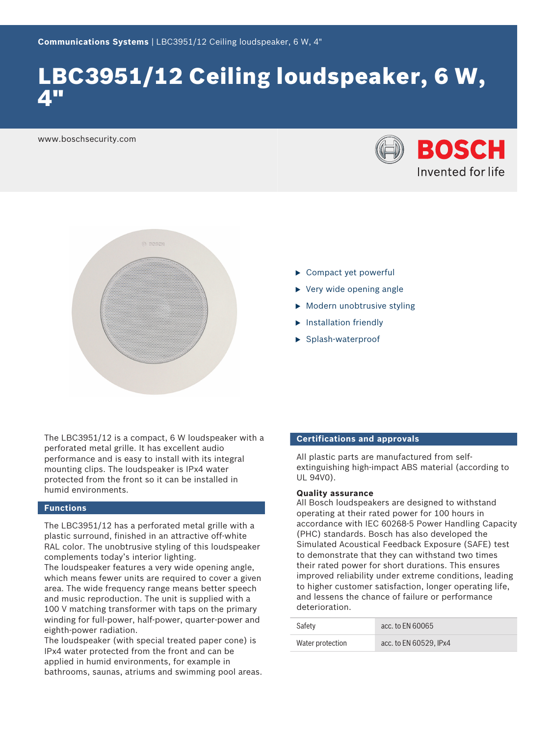Communications Systems | LBC3951/12 Ceiling loudspeaker, 6 W, 4"

# LBC3951/12 Ceiling loudspeaker, 6 W, 4"

www.boschsecurity.com

- Compact yet powerful
- Very wide opening angle
- Modern unobtrusive styling
- Installation friendly
- Splash-waterproof

The LBC3951/12 is a compact, 6 W loudspeaker with a perforated metal grille. It has excellent audio performance and is easy to install with its integral mounting clips. The loudspeaker is IPx4 water protected from the front so it can be installed in humid environments.

## Functions

The LBC3951/12 has a perforated metal grille with a plastic surround, finished in an attractive off-white RAL color. The unobtrusive styling of this loudspeaker complements today's interior lighting.
The loudspeaker features a very wide opening angle, which means fewer units are required to cover a given area. The wide frequency range means better speech and music reproduction. The unit is supplied with a 100 V matching transformer with taps on the primary winding for full-power, half-power, quarter-power and eighth-power radiation.
The loudspeaker (with special treated paper cone) is IPx4 water protected from the front and can be applied in humid environments, for example in bathrooms, saunas, atriums and swimming pool areas.

## Certifications and approvals

All plastic parts are manufactured from self-extinguishing high-impact ABS material (according to UL 94V0).

**Quality assurance**
All Bosch loudspeakers are designed to withstand operating at their rated power for 100 hours in accordance with IEC 60268-5 Power Handling Capacity (PHC) standards. Bosch has also developed the Simulated Acoustical Feedback Exposure (SAFE) test to demonstrate that they can withstand two times their rated power for short durations. This ensures improved reliability under extreme conditions, leading to higher customer satisfaction, longer operating life, and lessens the chance of failure or performance deterioration.

| | |
|---|---|
| Safety | acc. to EN 60065 |
| Water protection | acc. to EN 60529, IPx4 |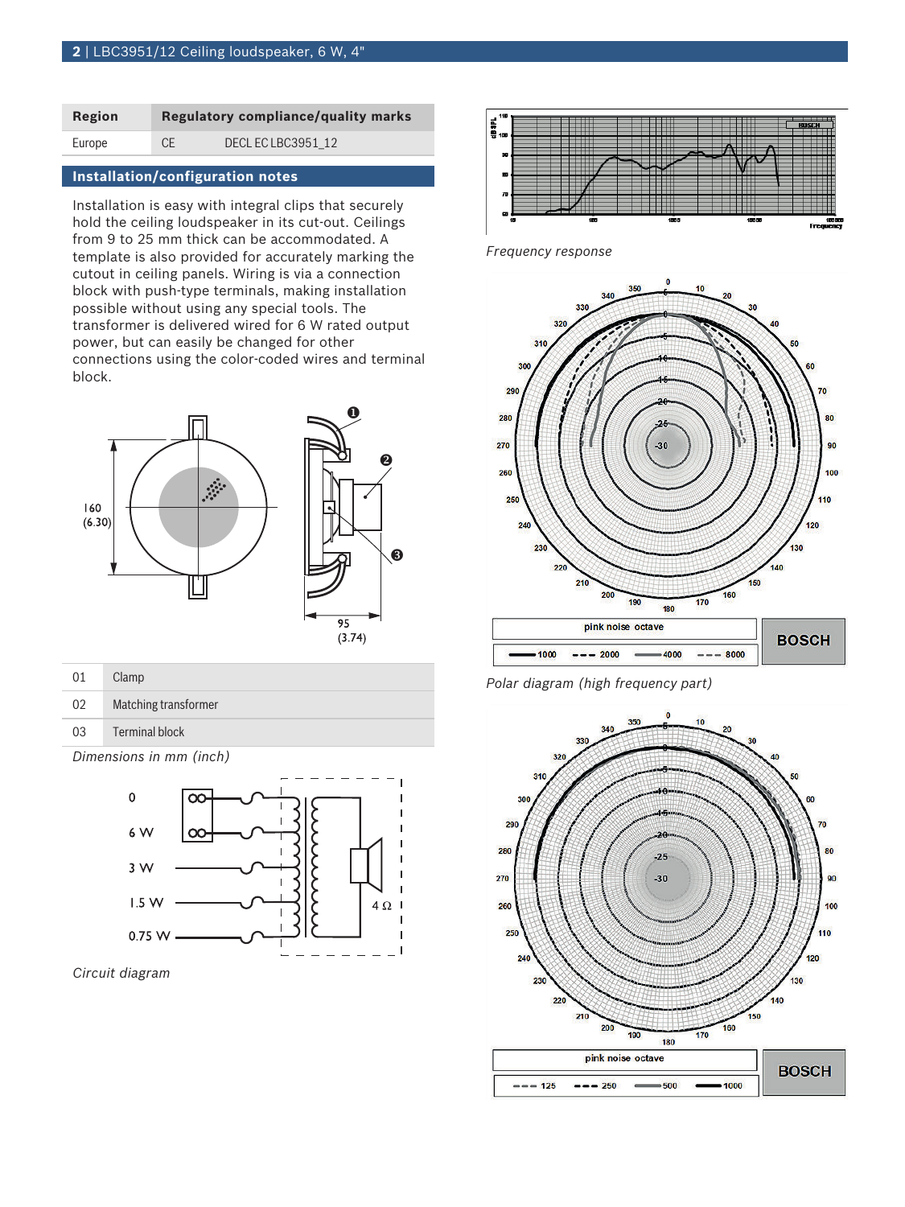| Region | Regulatory compliance/quality marks | |
|---|---|---|
| Europe | CE | DECL EC LBC3951_12 |

## Installation/configuration notes

Installation is easy with integral clips that securely hold the ceiling loudspeaker in its cut-out. Ceilings from 9 to 25 mm thick can be accommodated. A template is also provided for accurately marking the cutout in ceiling panels. Wiring is via a connection block with push-type terminals, making installation possible without using any special tools. The transformer is delivered wired for 6 W rated output power, but can easily be changed for other connections using the color-coded wires and terminal block.

| 01 | Clamp |
|---|---|
| 02 | Matching transformer |
| 03 | Terminal block |

*Dimensions in mm (inch)*

*Circuit diagram*

*Frequency response*

*Polar diagram (high frequency part)*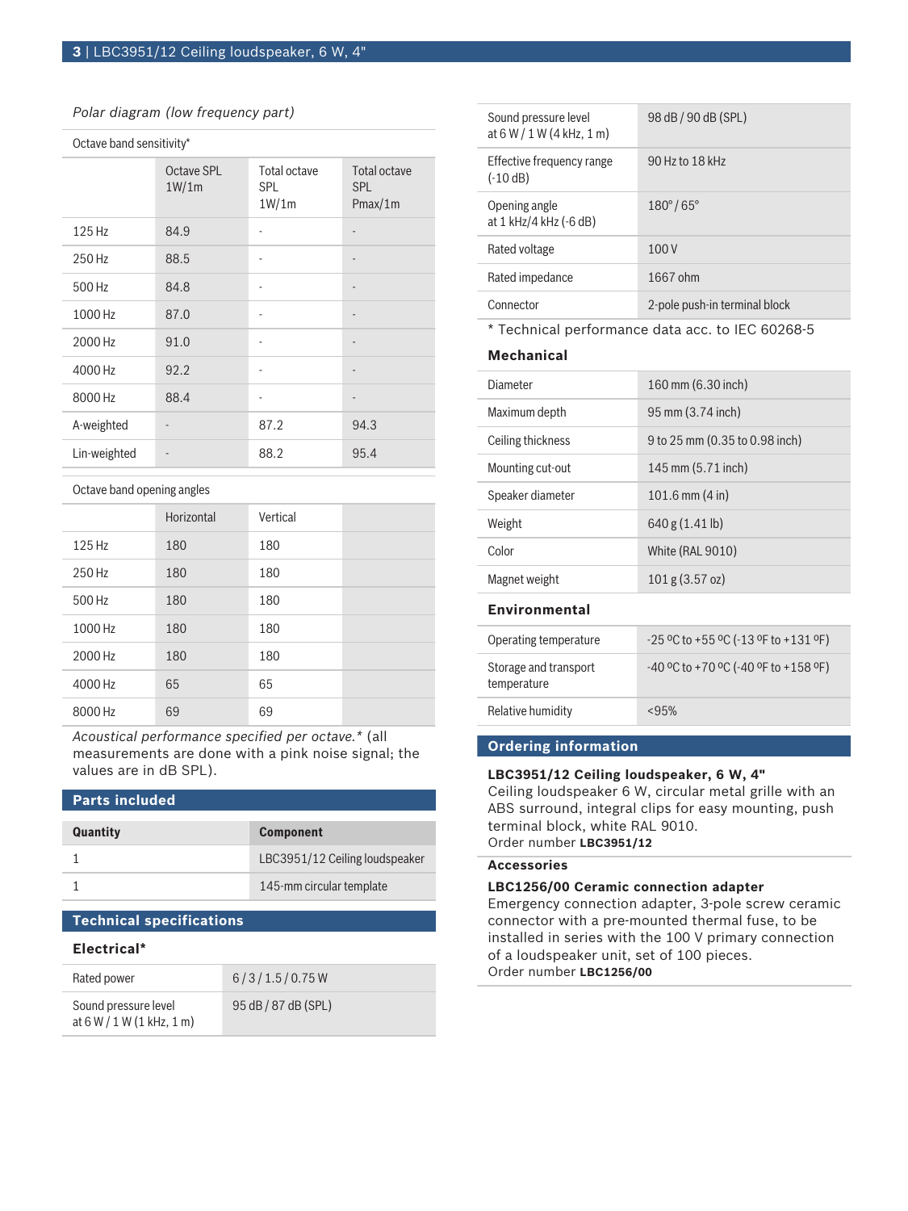*Polar diagram (low frequency part)*

Octave band sensitivity*

| | Octave SPL 1W/1m | Total octave SPL 1W/1m | Total octave SPL Pmax/1m |
|---|---|---|---|
| 125 Hz | 84.9 | - | - |
| 250 Hz | 88.5 | - | - |
| 500 Hz | 84.8 | - | - |
| 1000 Hz | 87.0 | - | - |
| 2000 Hz | 91.0 | - | - |
| 4000 Hz | 92.2 | - | - |
| 8000 Hz | 88.4 | - | - |
| A-weighted | - | 87.2 | 94.3 |
| Lin-weighted | - | 88.2 | 95.4 |

Octave band opening angles

| | Horizontal | Vertical |
|---|---|---|
| 125 Hz | 180 | 180 |
| 250 Hz | 180 | 180 |
| 500 Hz | 180 | 180 |
| 1000 Hz | 180 | 180 |
| 2000 Hz | 180 | 180 |
| 4000 Hz | 65 | 65 |
| 8000 Hz | 69 | 69 |

*Acoustical performance specified per octave.** (all measurements are done with a pink noise signal; the values are in dB SPL).

## Parts included

| Quantity | Component |
|---|---|
| 1 | LBC3951/12 Ceiling loudspeaker |
| 1 | 145-mm circular template |

## Technical specifications

### Electrical*

| | |
|---|---|
| Rated power | 6 / 3 / 1.5 / 0.75 W |
| Sound pressure level at 6 W / 1 W (1 kHz, 1 m) | 95 dB / 87 dB (SPL) |
| Sound pressure level at 6 W / 1 W (4 kHz, 1 m) | 98 dB / 90 dB (SPL) |
| Effective frequency range (-10 dB) | 90 Hz to 18 kHz |
| Opening angle at 1 kHz/4 kHz (-6 dB) | 180° / 65° |
| Rated voltage | 100 V |
| Rated impedance | 1667 ohm |
| Connector | 2-pole push-in terminal block |

* Technical performance data acc. to IEC 60268-5

### Mechanical

| | |
|---|---|
| Diameter | 160 mm (6.30 inch) |
| Maximum depth | 95 mm (3.74 inch) |
| Ceiling thickness | 9 to 25 mm (0.35 to 0.98 inch) |
| Mounting cut-out | 145 mm (5.71 inch) |
| Speaker diameter | 101.6 mm (4 in) |
| Weight | 640 g (1.41 lb) |
| Color | White (RAL 9010) |
| Magnet weight | 101 g (3.57 oz) |

### Environmental

| | |
|---|---|
| Operating temperature | -25 ºC to +55 ºC (-13 ºF to +131 ºF) |
| Storage and transport temperature | -40 ºC to +70 ºC (-40 ºF to +158 ºF) |
| Relative humidity | <95% |

## Ordering information

**LBC3951/12 Ceiling loudspeaker, 6 W, 4"**
Ceiling loudspeaker 6 W, circular metal grille with an ABS surround, integral clips for easy mounting, push terminal block, white RAL 9010.
Order number **LBC3951/12**

### Accessories

**LBC1256/00 Ceramic connection adapter**
Emergency connection adapter, 3-pole screw ceramic connector with a pre-mounted thermal fuse, to be installed in series with the 100 V primary connection of a loudspeaker unit, set of 100 pieces.
Order number **LBC1256/00**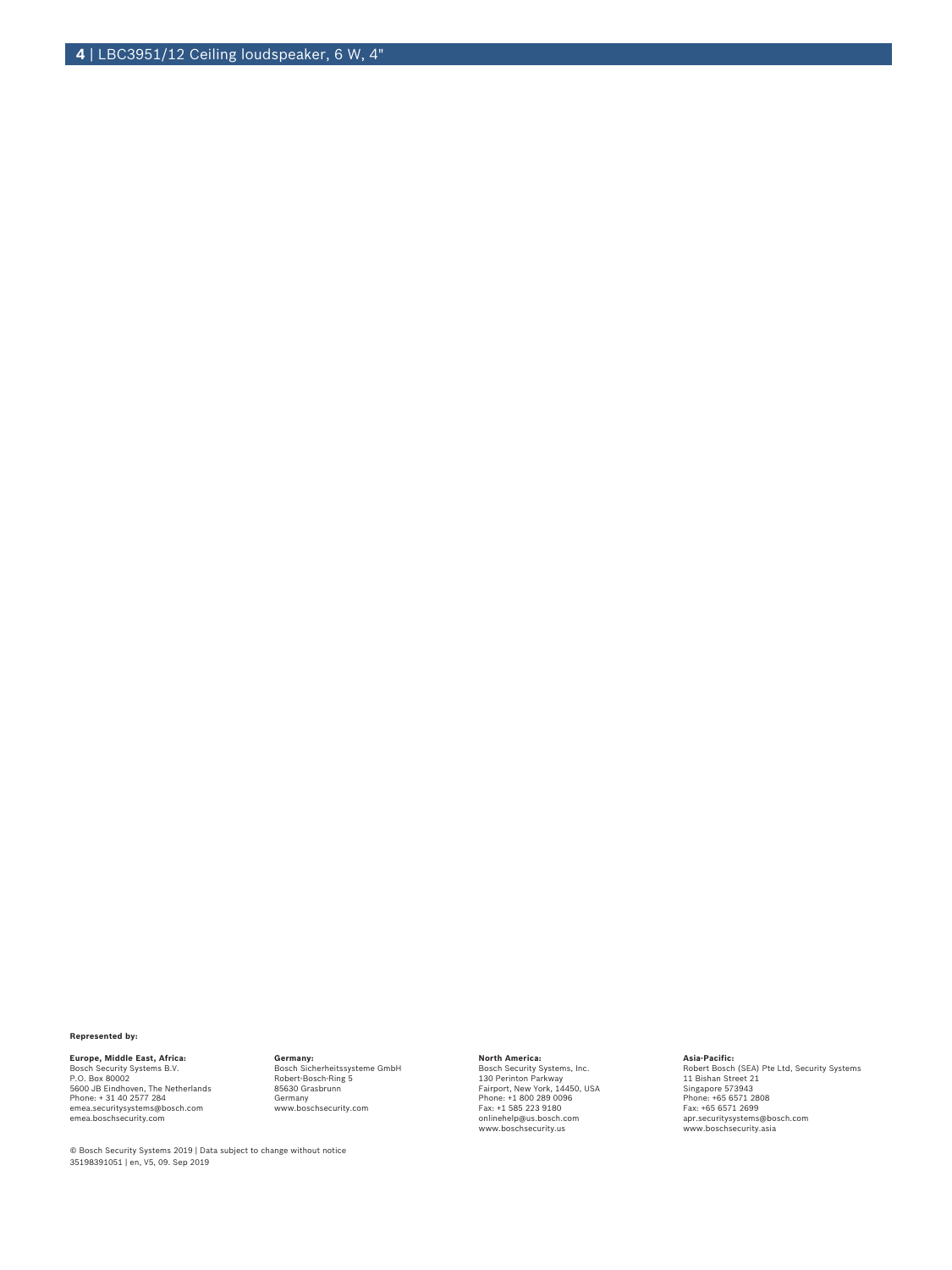**Represented by:**

**Europe, Middle East, Africa:**
Bosch Security Systems B.V.
P.O. Box 80002
5600 JB Eindhoven, The Netherlands
Phone: + 31 40 2577 284
emea.securitysystems@bosch.com
emea.boschsecurity.com

**Germany:**
Bosch Sicherheitssysteme GmbH
Robert-Bosch-Ring 5
85630 Grasbrunn
Germany
www.boschsecurity.com

**North America:**
Bosch Security Systems, Inc.
130 Perinton Parkway
Fairport, New York, 14450, USA
Phone: +1 800 289 0096
Fax: +1 585 223 9180
onlinehelp@us.bosch.com
www.boschsecurity.us

**Asia-Pacific:**
Robert Bosch (SEA) Pte Ltd, Security Systems
11 Bishan Street 21
Singapore 573943
Phone: +65 6571 2808
Fax: +65 6571 2699
apr.securitysystems@bosch.com
www.boschsecurity.asia

© Bosch Security Systems 2019 | Data subject to change without notice
35198391051 | en, V5, 09. Sep 2019